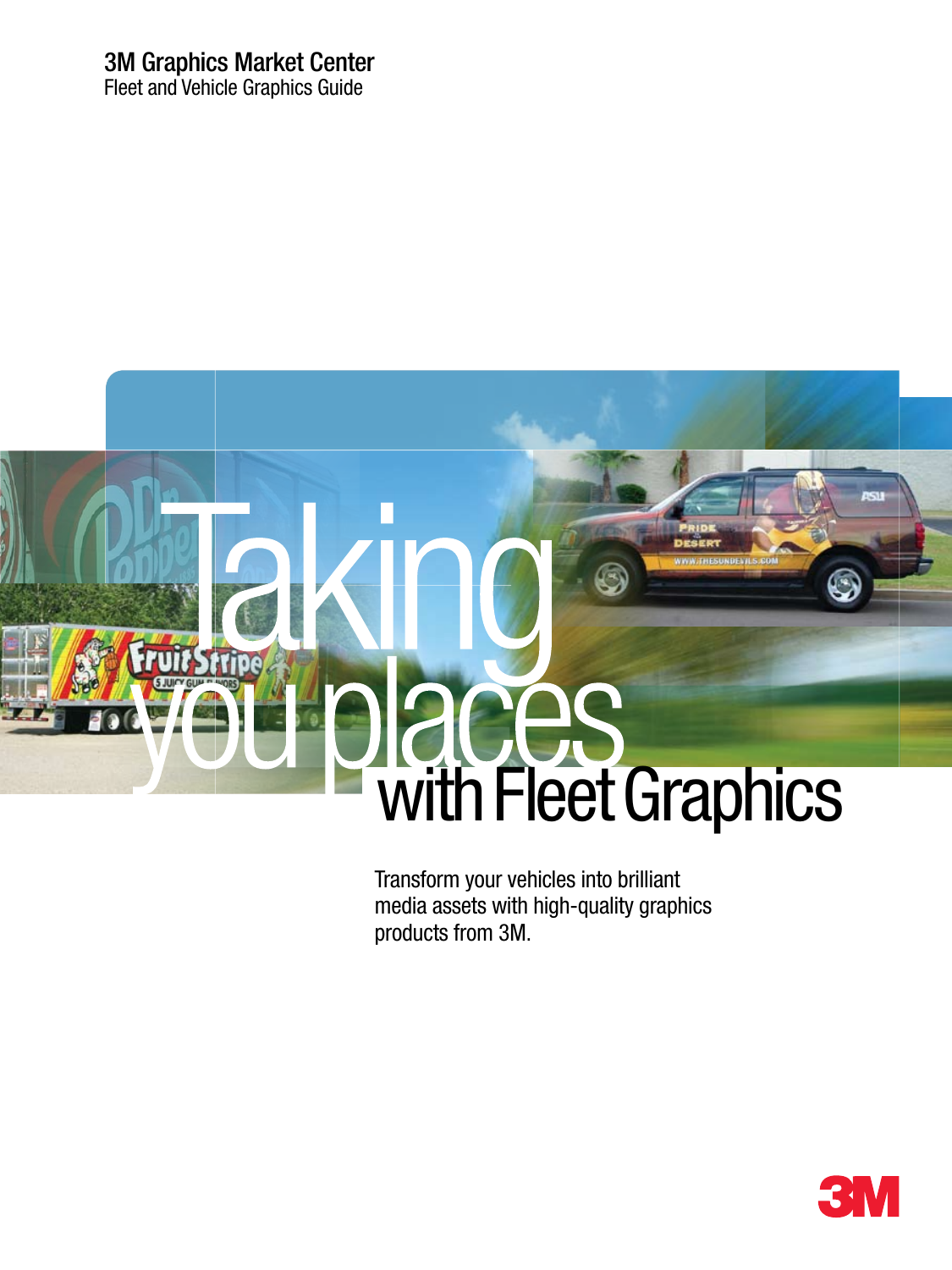3M Graphics Market Center

Fleet and Vehicle Graphics Guide

# Taking you places with Fleet Graphics

Transform your vehicles into brilliant media assets with high-quality graphics products from 3M.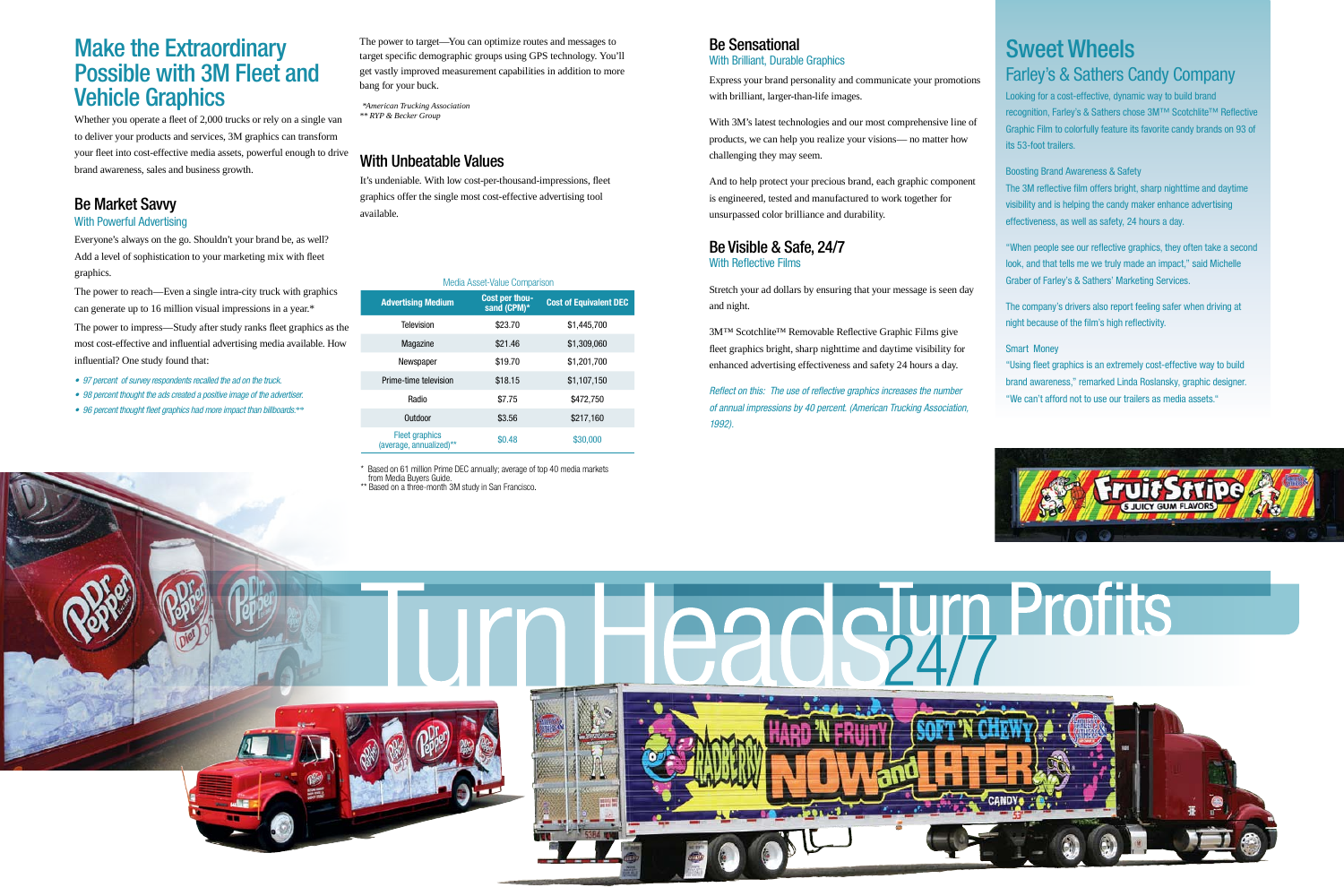# Make the Extraordinary Possible with 3M Fleet and Vehicle Graphics

Whether you operate a fleet of 2,000 trucks or rely on a single van to deliver your products and services, 3M graphics can transform your fleet into cost-effective media assets, powerful enough to drive brand awareness, sales and business growth.

## Be Market Savvy

### With Powerful Advertising

Everyone's always on the go. Shouldn't your brand be, as well? Add a level of sophistication to your marketing mix with fleet graphics.

The power to reach—Even a single intra-city truck with graphics can generate up to 16 million visual impressions in a year.*

The power to impress—Study after study ranks fleet graphics as the most cost-effective and influential advertising media available. How influential? One study found that:

- *97 percent of survey respondents recalled the ad on the truck.*
- *98 percent thought the ads created a positive image of the advertiser.*
- *96 percent thought fleet graphics had more impact than billboards.***

The power to target—You can optimize routes and messages to target specific demographic groups using GPS technology. You'll get vastly improved measurement capabilities in addition to more bang for your buck.

*\*American Trucking Association*
*\*\* RYP & Becker Group*

## With Unbeatable Values

It's undeniable. With low cost-per-thousand-impressions, fleet graphics offer the single most cost-effective advertising tool available.

Media Asset-Value Comparison

| Advertising Medium | Cost per thousand (CPM)* | Cost of Equivalent DEC |
|---|---|---|
| Television | $23.70 | $1,445,700 |
| Magazine | $21.46 | $1,309,060 |
| Newspaper | $19.70 | $1,201,700 |
| Prime-time television | $18.15 | $1,107,150 |
| Radio | $7.75 | $472,750 |
| Outdoor | $3.56 | $217,160 |
| Fleet graphics (average, annualized)** | $0.48 | $30,000 |

\* Based on 61 million Prime DEC annually; average of top 40 media markets from Media Buyers Guide.
\*\* Based on a three-month 3M study in San Francisco.

## Be Sensational

### With Brilliant, Durable Graphics

Express your brand personality and communicate your promotions with brilliant, larger-than-life images.

With 3M's latest technologies and our most comprehensive line of products, we can help you realize your visions— no matter how challenging they may seem.

And to help protect your precious brand, each graphic component is engineered, tested and manufactured to work together for unsurpassed color brilliance and durability.

## Be Visible & Safe, 24/7

### With Reflective Films

Stretch your ad dollars by ensuring that your message is seen day and night.

3M™ Scotchlite™ Removable Reflective Graphic Films give fleet graphics bright, sharp nighttime and daytime visibility for enhanced advertising effectiveness and safety 24 hours a day.

*Reflect on this: The use of reflective graphics increases the number of annual impressions by 40 percent. (American Trucking Association, 1992).*

# Sweet Wheels

## Farley's & Sathers Candy Company

Looking for a cost-effective, dynamic way to build brand recognition, Farley's & Sathers chose 3M™ Scotchlite™ Reflective Graphic Film to colorfully feature its favorite candy brands on 93 of its 53-foot trailers.

### Boosting Brand Awareness & Safety

The 3M reflective film offers bright, sharp nighttime and daytime visibility and is helping the candy maker enhance advertising effectiveness, as well as safety, 24 hours a day.

"When people see our reflective graphics, they often take a second look, and that tells me we truly made an impact," said Michelle Graber of Farley's & Sathers' Marketing Services.

The company's drivers also report feeling safer when driving at night because of the film's high reflectivity.

### Smart Money

"Using fleet graphics is an extremely cost-effective way to build brand awareness," remarked Linda Roslansky, graphic designer. "We can't afford not to use our trailers as media assets."

# Turn Heads Turn Profits 24/7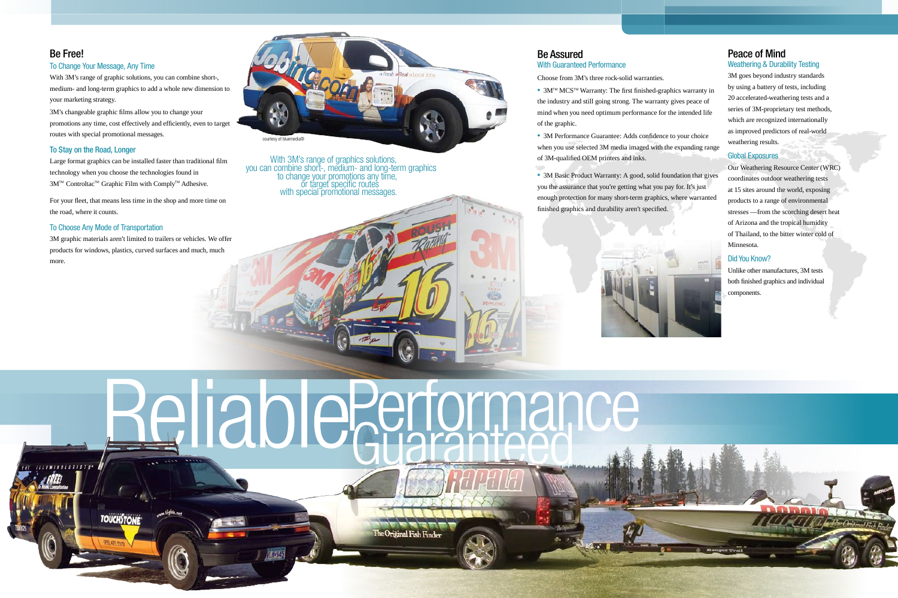## Be Free!

### To Change Your Message, Any Time

With 3M's range of graphic solutions, you can combine short-, medium- and long-term graphics to add a whole new dimension to your marketing strategy.

3M's changeable graphic films allow you to change your promotions any time, cost effectively and efficiently, even to target routes with special promotional messages.

### To Stay on the Road, Longer

Large format graphics can be installed faster than traditional film technology when you choose the technologies found in 3M™ Controltac™ Graphic Film with Comply™ Adhesive.

For your fleet, that means less time in the shop and more time on the road, where it counts.

### To Choose Any Mode of Transportation

3M graphic materials aren't limited to trailers or vehicles. We offer products for windows, plastics, curved surfaces and much, much more.

courtesy of bluemedia®

With 3M's range of graphics solutions, you can combine short-, medium- and long-term graphics to change your promotions any time, or target specific routes with special promotional messages.

## Be Assured

### With Guaranteed Performance

Choose from 3M's three rock-solid warranties.

- 3M™ MCS™ Warranty: The first finished-graphics warranty in the industry and still going strong. The warranty gives peace of mind when you need optimum performance for the intended life of the graphic.
- 3M Performance Guarantee: Adds confidence to your choice when you use selected 3M media imaged with the expanding range of 3M-qualified OEM printers and inks.
- 3M Basic Product Warranty: A good, solid foundation that gives you the assurance that you're getting what you pay for. It's just enough protection for many short-term graphics, where warranted finished graphics and durability aren't specified.

## Peace of Mind

### Weathering & Durability Testing

3M goes beyond industry standards by using a battery of tests, including 20 accelerated-weathering tests and a series of 3M-proprietary test methods, which are recognized internationally as improved predictors of real-world weathering results.

### Global Exposures

Our Weathering Resource Center (WRC) coordinates outdoor weathering tests at 15 sites around the world, exposing products to a range of environmental stresses —from the scorching desert heat of Arizona and the tropical humidity of Thailand, to the bitter winter cold of Minnesota.

### Did You Know?

Unlike other manufactures, 3M tests both finished graphics and individual components.

# Reliable Performance Guaranteed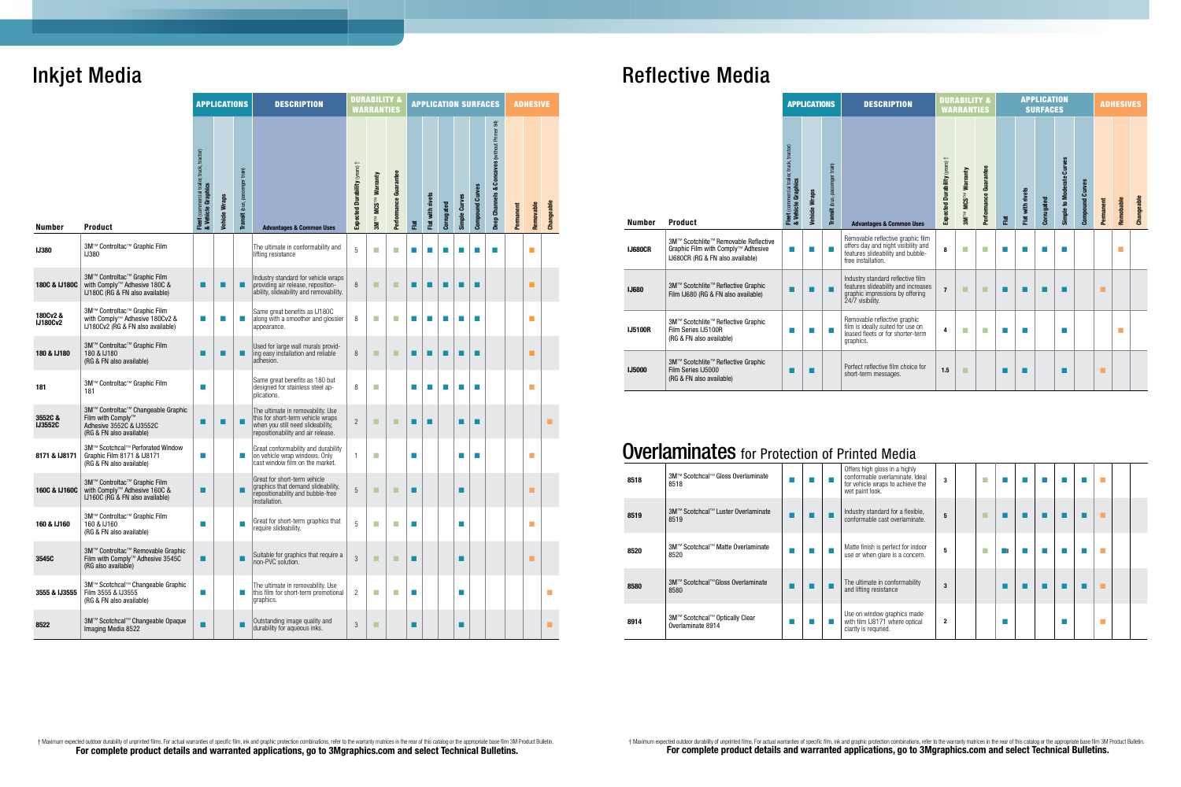# Inkjet Media

| Number | Product | APPLICATIONS | | | DESCRIPTION | DURABILITY & WARRANTIES | | | APPLICATION SURFACES | | | | | | ADHESIVE | | |
|---|---|---|---|---|---|---|---|---|---|---|---|---|---|---|---|---|---|
| | | Fleet (commercial trailer, truck, tractor) & Vehicle Graphics | Vehicle Wraps | Transit (bus, passenger train) | Advantages & Common Uses | Expected Durability (years) † | 3M™ MCS™ Warranty | Performance Guarantee | Flat | Flat with rivets | Corrugated | Simple Curves | Compound Curves | Deep Channels & Concaves (without Primer 94) | Permanent | Removable | Changeable |
| IJ380 | 3M™ Controltac™ Graphic Film IJ380 | | | | The ultimate in conformability and lifting resistance | 5 | ■ | ■ | ■ | ■ | ■ | ■ | ■ | ■ | | ■ | |
| 180C & IJ180C | 3M™ Controltac™ Graphic Film with Comply™ Adhesive 180C & IJ180C (RG & FN also available) | ■ | ■ | ■ | Industry standard for vehicle wraps providing air release, repositionability, slideability and removability. | 8 | ■ | ■ | ■ | ■ | ■ | ■ | ■ | | | ■ | |
| 180Cv2 & IJ180Cv2 | 3M™ Controltac™ Graphic Film with Comply™ Adhesive 180Cv2 & IJ180Cv2 (RG & FN also available) | ■ | ■ | ■ | Same great benefits as IJ180C along with a smoother and glossier appearance. | 8 | ■ | ■ | ■ | ■ | ■ | ■ | ■ | | | ■ | |
| 180 & IJ180 | 3M™ Controltac™ Graphic Film 180 & IJ180 (RG & FN also available) | ■ | ■ | ■ | Used for large wall murals providing easy installation and reliable adhesion. | 8 | ■ | ■ | ■ | ■ | ■ | ■ | ■ | | | ■ | |
| 181 | 3M™ Controltac™ Graphic Film 181 | ■ | | | Same great benefits as 180 but designed for stainless steel applications. | 8 | ■ | | ■ | ■ | ■ | ■ | ■ | | | ■ | |
| 3552C & IJ3552C | 3M™ Controltac™ Changeable Graphic Film with Comply™ Adhesive 3552C & IJ3552C (RG & FN also available) | ■ | ■ | ■ | The ultimate in removability. Use this for short-term vehicle wraps when you still need slideability, repositionability and air release. | 2 | ■ | ■ | ■ | ■ | | ■ | ■ | | | | ■ |
| 8171 & IJ8171 | 3M™ Scotchcal™ Perforated Window Graphic Film 8171 & IJ8171 (RG & FN also available) | ■ | | ■ | Great conformability and durability on vehicle wrap windows. Only cast window film on the market. | 1 | ■ | | ■ | | | ■ | ■ | | | ■ | |
| 160C & IJ160C | 3M™ Controltac™ Graphic Film with Comply™ Adhesive 160C & IJ160C (RG & FN also available) | ■ | | ■ | Great for short-term vehicle graphics that demand slideability, repositionability and bubble-free installation. | 5 | ■ | ■ | ■ | | | ■ | | | | ■ | |
| 160 & IJ160 | 3M™ Controltac™ Graphic Film 160 & IJ160 (RG & FN also available) | ■ | | ■ | Great for short-term graphics that require slideability. | 5 | ■ | ■ | ■ | | | ■ | | | | ■ | |
| 3545C | 3M™ Controltac™ Removable Graphic Film with Comply™ Adhesive 3545C (RG also available) | ■ | | ■ | Suitable for graphics that require a non-PVC solution. | 3 | ■ | ■ | ■ | | | ■ | | | | ■ | |
| 3555 & IJ3555 | 3M™ Scotchcal™ Changeable Graphic Film 3555 & IJ3555 (RG & FN also available) | ■ | | ■ | The ultimate in removability. Use this film for short-term promotional graphics. | 2 | ■ | ■ | ■ | | | ■ | | | | | ■ |
| 8522 | 3M™ Scotchcal™ Changeable Opaque Imaging Media 8522 | ■ | | ■ | Outstanding image quality and durability for aqueous inks. | 3 | ■ | | ■ | | | ■ | | | | | ■ |

† Maximum expected outdoor durability of unprinted films. For actual warranties of specific film, ink and graphic protection combinations, refer to the warranty matrices in the rear of this catalog or the appropriate base film 3M Product Bulletin.

**For complete product details and warranted applications, go to 3Mgraphics.com and select Technical Bulletins.**

# Reflective Media

| Number | Product | APPLICATIONS | | | DESCRIPTION | DURABILITY & WARRANTIES | | | APPLICATION SURFACES | | | | | ADHESIVES | | |
|---|---|---|---|---|---|---|---|---|---|---|---|---|---|---|---|---|
| | | Fleet (commercial trailer, truck, tractor) & Vehicle Graphics | Vehicle Wraps | Transit (bus, passenger train) | Advantages & Common Uses | Expected Durability (years) † | 3M™ MCS™ Warranty | Performance Guarantee | Flat | Flat with rivets | Corrugated | Simple to Moderate Curves | Compound Curves | Permanent | Removable | Changeable |
| IJ680CR | 3M™ Scotchlite™ Removable Reflective Graphic Film with Comply™ Adhesive IJ680CR (RG & FN also available) | ■ | ■ | ■ | Removable reflective graphic film offers day and night visibility and features slideability and bubble-free installation. | 8 | ■ | ■ | ■ | ■ | ■ | ■ | | | ■ | |
| IJ680 | 3M™ Scotchlite™ Reflective Graphic Film IJ680 (RG & FN also available) | ■ | ■ | ■ | Industry standard reflective film features slideability and increases graphic impressions by offering 24/7 visibility. | 7 | ■ | ■ | ■ | ■ | ■ | ■ | | ■ | | |
| IJ5100R | 3M™ Scotchlite™ Reflective Graphic Film Series IJ5100R (RG & FN also available) | ■ | ■ | ■ | Removable reflective graphic film is ideally suited for use on leased fleets or for shorter-term graphics. | 4 | ■ | ■ | ■ | ■ | | ■ | | | ■ | |
| IJ5000 | 3M™ Scotchlite™ Reflective Graphic Film Series IJ5000 (RG & FN also available) | ■ | ■ | | Perfect reflective film choice for short-term messages. | 1.5 | ■ | | ■ | ■ | | ■ | | ■ | | |

# Overlaminates for Protection of Printed Media

| Number | Product | Fleet (commercial trailer, truck, tractor) & Vehicle Graphics | Vehicle Wraps | Transit (bus, passenger train) | Advantages & Common Uses | Expected Durability (years) † | 3M™ MCS™ Warranty | Performance Guarantee | Flat | Flat with rivets | Corrugated | Simple to Moderate Curves | Compound Curves | Permanent | Removable | Changeable |
|---|---|---|---|---|---|---|---|---|---|---|---|---|---|---|---|---|
| 8518 | 3M™ Scotchcal™ Gloss Overlaminate 8518 | ■ | ■ | ■ | Offers high gloss in a highly conformable overlaminate. Ideal for vehicle wraps to achieve the wet paint look. | 3 | | ■ | ■ | ■ | ■ | ■ | ■ | ■ | | |
| 8519 | 3M™ Scotchcal™ Luster Overlaminate 8519 | ■ | ■ | ■ | Industry standard for a flexible, conformable cast overlaminate. | 5 | | ■ | ■ | ■ | ■ | ■ | ■ | ■ | | |
| 8520 | 3M™ Scotchcal™ Matte Overlaminate 8520 | ■ | ■ | ■ | Matte finish is perfect for indoor use or when glare is a concern. | 5 | | ■ | ■ | ■ | ■ | ■ | ■ | ■ | | |
| 8580 | 3M™ Scotchcal™ Gloss Overlaminate 8580 | ■ | ■ | ■ | The ultimate in conformability and lifting resistance | 3 | | | ■ | ■ | ■ | ■ | ■ | ■ | | |
| 8914 | 3M™ Scotchcal™ Optically Clear Overlaminate 8914 | ■ | ■ | ■ | Use on window graphics made with film IJ8171 where optical clarity is required. | 2 | | | ■ | | | ■ | | ■ | | |

† Maximum expected outdoor durability of unprinted films. For actual warranties of specific film, ink and graphic protection combinations, refer to the warranty matrices in the rear of this catalog or the appropriate base film 3M Product Bulletin.

**For complete product details and warranted applications, go to 3Mgraphics.com and select Technical Bulletins.**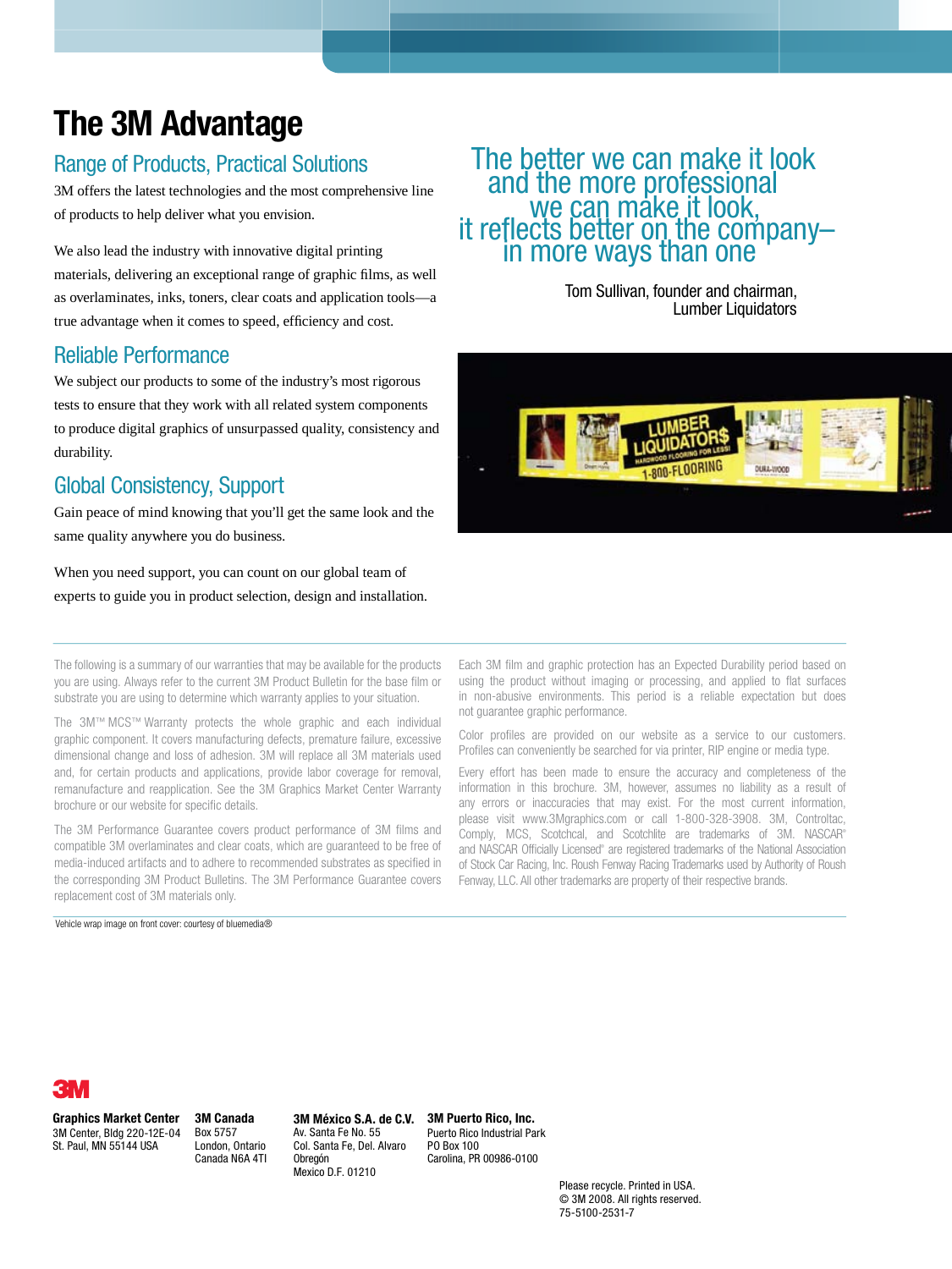# The 3M Advantage

## Range of Products, Practical Solutions

3M offers the latest technologies and the most comprehensive line of products to help deliver what you envision.

We also lead the industry with innovative digital printing materials, delivering an exceptional range of graphic films, as well as overlaminates, inks, toners, clear coats and application tools—a true advantage when it comes to speed, efficiency and cost.

## Reliable Performance

We subject our products to some of the industry's most rigorous tests to ensure that they work with all related system components to produce digital graphics of unsurpassed quality, consistency and durability.

## Global Consistency, Support

Gain peace of mind knowing that you'll get the same look and the same quality anywhere you do business.

When you need support, you can count on our global team of experts to guide you in product selection, design and installation.

The better we can make it look and the more professional we can make it look, it reflects better on the company–in more ways than one

Tom Sullivan, founder and chairman, Lumber Liquidators

The following is a summary of our warranties that may be available for the products you are using. Always refer to the current 3M Product Bulletin for the base film or substrate you are using to determine which warranty applies to your situation.

The 3M™ MCS™ Warranty protects the whole graphic and each individual graphic component. It covers manufacturing defects, premature failure, excessive dimensional change and loss of adhesion. 3M will replace all 3M materials used and, for certain products and applications, provide labor coverage for removal, remanufacture and reapplication. See the 3M Graphics Market Center Warranty brochure or our website for specific details.

The 3M Performance Guarantee covers product performance of 3M films and compatible 3M overlaminates and clear coats, which are guaranteed to be free of media-induced artifacts and to adhere to recommended substrates as specified in the corresponding 3M Product Bulletins. The 3M Performance Guarantee covers replacement cost of 3M materials only.

Each 3M film and graphic protection has an Expected Durability period based on using the product without imaging or processing, and applied to flat surfaces in non-abusive environments. This period is a reliable expectation but does not guarantee graphic performance.

Color profiles are provided on our website as a service to our customers. Profiles can conveniently be searched for via printer, RIP engine or media type.

Every effort has been made to ensure the accuracy and completeness of the information in this brochure. 3M, however, assumes no liability as a result of any errors or inaccuracies that may exist. For the most current information, please visit www.3Mgraphics.com or call 1-800-328-3908. 3M, Controltac, Comply, MCS, Scotchcal, and Scotchlite are trademarks of 3M. NASCAR® and NASCAR Officially Licensed® are registered trademarks of the National Association of Stock Car Racing, Inc. Roush Fenway Racing Trademarks used by Authority of Roush Fenway, LLC. All other trademarks are property of their respective brands.

Vehicle wrap image on front cover: courtesy of bluemedia®

3M

**Graphics Market Center**
3M Center, Bldg 220-12E-04
St. Paul, MN 55144 USA

**3M Canada**
Box 5757
London, Ontario
Canada N6A 4TI

**3M México S.A. de C.V.**
Av. Santa Fe No. 55
Col. Santa Fe, Del. Alvaro Obregón
Mexico D.F. 01210

**3M Puerto Rico, Inc.**
Puerto Rico Industrial Park
PO Box 100
Carolina, PR 00986-0100

Please recycle. Printed in USA.
© 3M 2008. All rights reserved.
75-5100-2531-7